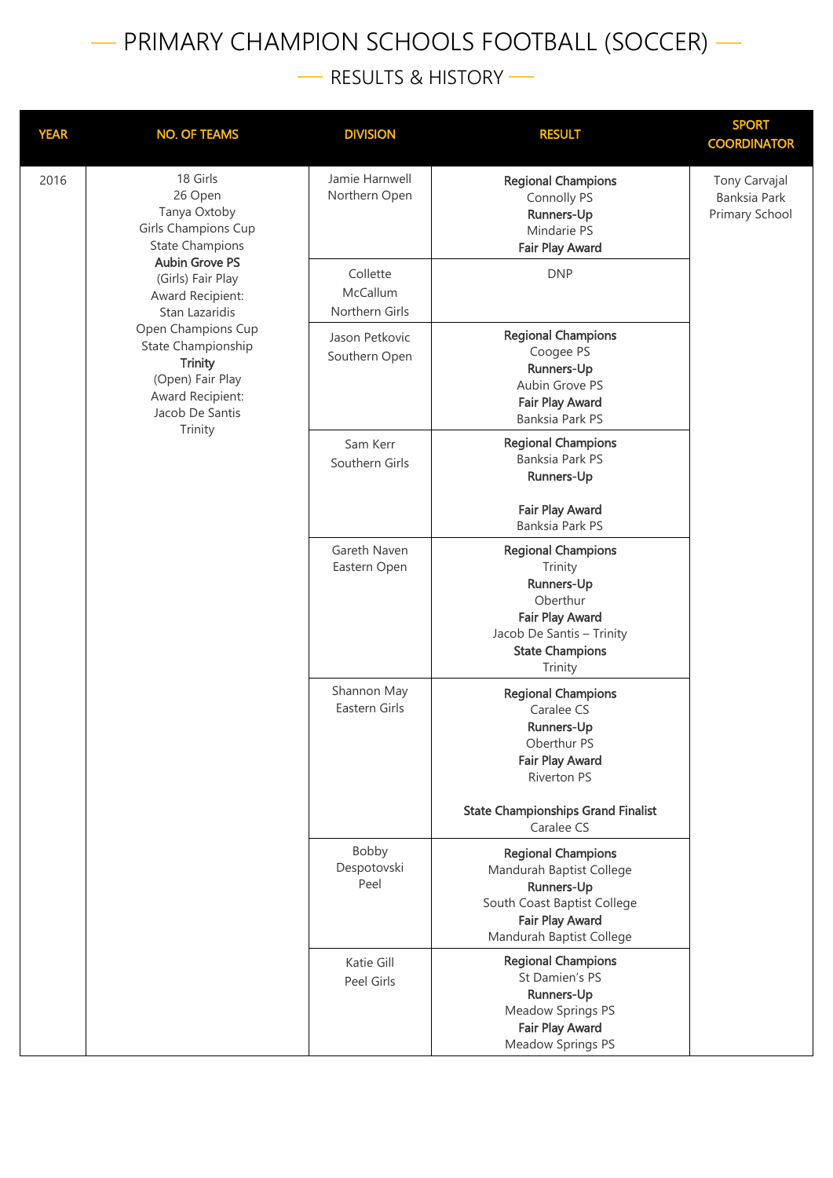# — PRIMARY CHAMPION SCHOOLS FOOTBALL (SOCCER) —

## — RESULTS & HISTORY —

| YEAR | NO. OF TEAMS | DIVISION | RESULT | SPORT COORDINATOR |
|---|---|---|---|---|
| 2016 | 18 Girls<br>26 Open<br>Tanya Oxtoby<br>Girls Champions Cup<br>State Champions<br>**Aubin Grove PS**<br>(Girls) Fair Play<br>Award Recipient:<br>Stan Lazaridis<br>Open Champions Cup<br>State Championship<br>**Trinity**<br>(Open) Fair Play<br>Award Recipient:<br>Jacob De Santis<br>Trinity | Jamie Harnwell<br>Northern Open | **Regional Champions**<br>Connolly PS<br>**Runners-Up**<br>Mindarie PS<br>**Fair Play Award** | Tony Carvajal<br>Banksia Park<br>Primary School |
| | | Collette McCallum<br>Northern Girls | DNP | |
| | | Jason Petkovic<br>Southern Open | **Regional Champions**<br>Coogee PS<br>**Runners-Up**<br>Aubin Grove PS<br>**Fair Play Award**<br>Banksia Park PS | |
| | | Sam Kerr<br>Southern Girls | **Regional Champions**<br>Banksia Park PS<br>**Runners-Up**<br><br>**Fair Play Award**<br>Banksia Park PS | |
| | | Gareth Naven<br>Eastern Open | **Regional Champions**<br>Trinity<br>**Runners-Up**<br>Oberthur<br>**Fair Play Award**<br>Jacob De Santis – Trinity<br>**State Champions**<br>Trinity | |
| | | Shannon May<br>Eastern Girls | **Regional Champions**<br>Caralee CS<br>**Runners-Up**<br>Oberthur PS<br>**Fair Play Award**<br>Riverton PS<br><br>**State Championships Grand Finalist**<br>Caralee CS | |
| | | Bobby Despotovski<br>Peel | **Regional Champions**<br>Mandurah Baptist College<br>**Runners-Up**<br>South Coast Baptist College<br>**Fair Play Award**<br>Mandurah Baptist College | |
| | | Katie Gill<br>Peel Girls | **Regional Champions**<br>St Damien's PS<br>**Runners-Up**<br>Meadow Springs PS<br>**Fair Play Award**<br>Meadow Springs PS | |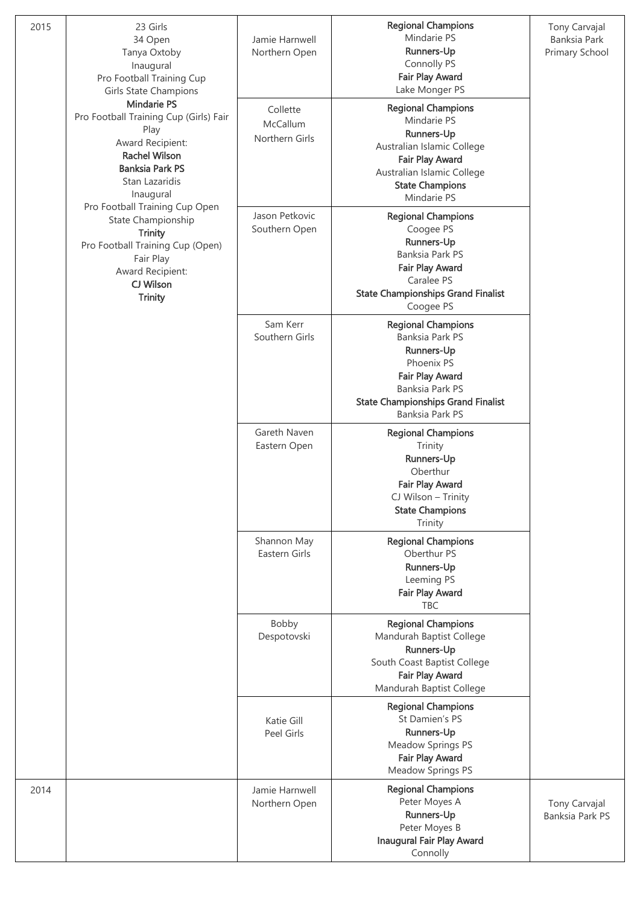| 2015 | 23 Girls<br>34 Open<br>Tanya Oxtoby<br>Inaugural<br>Pro Football Training Cup<br>Girls State Champions<br>**Mindarie PS**<br>Pro Football Training Cup (Girls) Fair Play<br>Award Recipient:<br>**Rachel Wilson**<br>**Banksia Park PS**<br>Stan Lazaridis<br>Inaugural<br>Pro Football Training Cup Open<br>State Championship<br>**Trinity**<br>Pro Football Training Cup (Open)<br>Fair Play<br>Award Recipient:<br>**CJ Wilson**<br>**Trinity** | Jamie Harnwell<br>Northern Open | **Regional Champions**<br>Mindarie PS<br>**Runners-Up**<br>Connolly PS<br>**Fair Play Award**<br>Lake Monger PS | Tony Carvajal<br>Banksia Park<br>Primary School |
|---|---|---|---|---|
| | | Collette<br>McCallum<br>Northern Girls | **Regional Champions**<br>Mindarie PS<br>**Runners-Up**<br>Australian Islamic College<br>**Fair Play Award**<br>Australian Islamic College<br>**State Champions**<br>Mindarie PS | |
| | | Jason Petkovic<br>Southern Open | **Regional Champions**<br>Coogee PS<br>**Runners-Up**<br>Banksia Park PS<br>**Fair Play Award**<br>Caralee PS<br>**State Championships Grand Finalist**<br>Coogee PS | |
| | | Sam Kerr<br>Southern Girls | **Regional Champions**<br>Banksia Park PS<br>**Runners-Up**<br>Phoenix PS<br>**Fair Play Award**<br>Banksia Park PS<br>**State Championships Grand Finalist**<br>Banksia Park PS | |
| | | Gareth Naven<br>Eastern Open | **Regional Champions**<br>Trinity<br>**Runners-Up**<br>Oberthur<br>**Fair Play Award**<br>CJ Wilson – Trinity<br>**State Champions**<br>Trinity | |
| | | Shannon May<br>Eastern Girls | **Regional Champions**<br>Oberthur PS<br>**Runners-Up**<br>Leeming PS<br>**Fair Play Award**<br>TBC | |
| | | Bobby<br>Despotovski | **Regional Champions**<br>Mandurah Baptist College<br>**Runners-Up**<br>South Coast Baptist College<br>**Fair Play Award**<br>Mandurah Baptist College | |
| | | Katie Gill<br>Peel Girls | **Regional Champions**<br>St Damien's PS<br>**Runners-Up**<br>Meadow Springs PS<br>**Fair Play Award**<br>Meadow Springs PS | |
| 2014 | | Jamie Harnwell<br>Northern Open | **Regional Champions**<br>Peter Moyes A<br>**Runners-Up**<br>Peter Moyes B<br>**Inaugural Fair Play Award**<br>Connolly | Tony Carvajal<br>Banksia Park PS |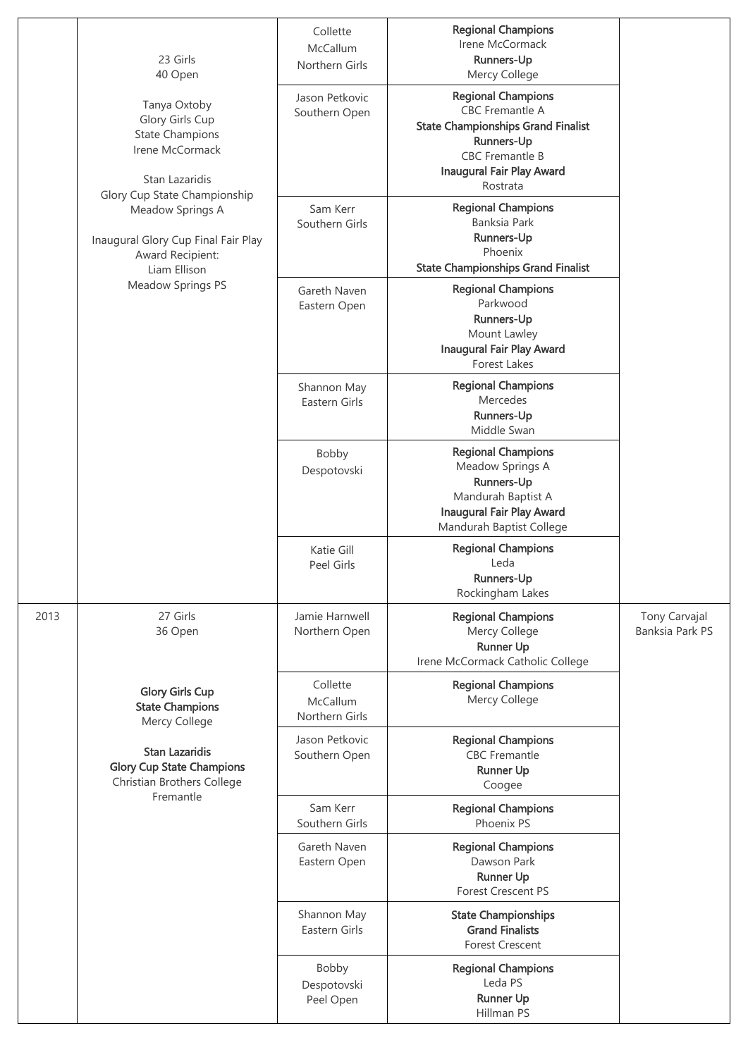| | | | | |
|---|---|---|---|---|
| | 23 Girls<br>40 Open<br><br>Tanya Oxtoby<br>Glory Girls Cup<br>State Champions<br>Irene McCormack<br><br>Stan Lazaridis<br>Glory Cup State Championship<br>Meadow Springs A<br><br>Inaugural Glory Cup Final Fair Play Award Recipient:<br>Liam Ellison<br>Meadow Springs PS | Collette McCallum<br>Northern Girls | **Regional Champions**<br>Irene McCormack<br>**Runners-Up**<br>Mercy College | |
| | | Jason Petkovic<br>Southern Open | **Regional Champions**<br>CBC Fremantle A<br>**State Championships Grand Finalist**<br>**Runners-Up**<br>CBC Fremantle B<br>**Inaugural Fair Play Award**<br>Rostrata | |
| | | Sam Kerr<br>Southern Girls | **Regional Champions**<br>Banksia Park<br>**Runners-Up**<br>Phoenix<br>**State Championships Grand Finalist** | |
| | | Gareth Naven<br>Eastern Open | **Regional Champions**<br>Parkwood<br>**Runners-Up**<br>Mount Lawley<br>**Inaugural Fair Play Award**<br>Forest Lakes | |
| | | Shannon May<br>Eastern Girls | **Regional Champions**<br>Mercedes<br>**Runners-Up**<br>Middle Swan | |
| | | Bobby Despotovski | **Regional Champions**<br>Meadow Springs A<br>**Runners-Up**<br>Mandurah Baptist A<br>**Inaugural Fair Play Award**<br>Mandurah Baptist College | |
| | | Katie Gill<br>Peel Girls | **Regional Champions**<br>Leda<br>**Runners-Up**<br>Rockingham Lakes | |
| 2013 | 27 Girls<br>36 Open<br><br>**Glory Girls Cup**<br>**State Champions**<br>Mercy College<br><br>**Stan Lazaridis**<br>**Glory Cup State Champions**<br>Christian Brothers College Fremantle | Jamie Harnwell<br>Northern Open | **Regional Champions**<br>Mercy College<br>**Runner Up**<br>Irene McCormack Catholic College | Tony Carvajal<br>Banksia Park PS |
| | | Collette McCallum<br>Northern Girls | **Regional Champions**<br>Mercy College | |
| | | Jason Petkovic<br>Southern Open | **Regional Champions**<br>CBC Fremantle<br>**Runner Up**<br>Coogee | |
| | | Sam Kerr<br>Southern Girls | **Regional Champions**<br>Phoenix PS | |
| | | Gareth Naven<br>Eastern Open | **Regional Champions**<br>Dawson Park<br>**Runner Up**<br>Forest Crescent PS | |
| | | Shannon May<br>Eastern Girls | **State Championships**<br>**Grand Finalists**<br>Forest Crescent | |
| | | Bobby Despotovski<br>Peel Open | **Regional Champions**<br>Leda PS<br>**Runner Up**<br>Hillman PS | |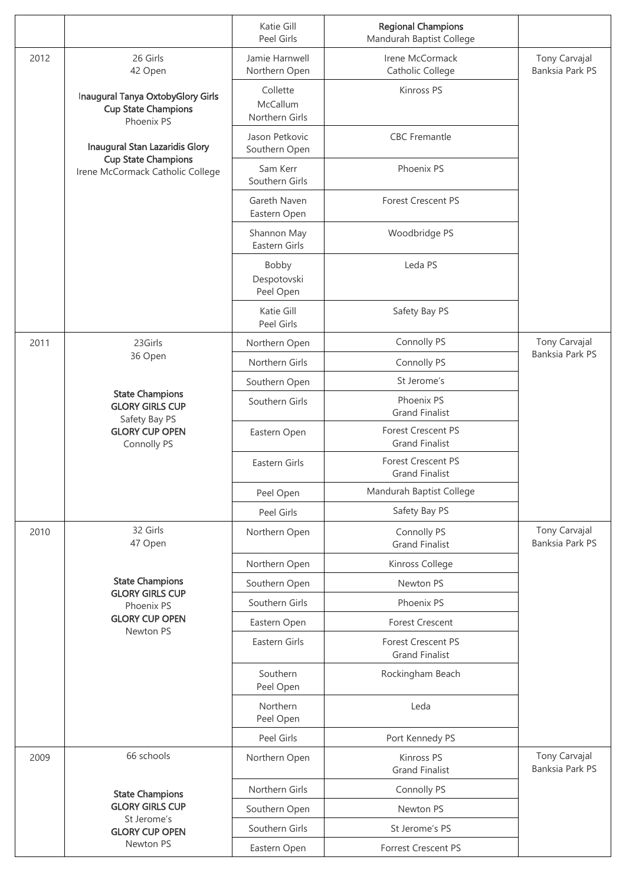| | | | | |
|---|---|---|---|---|
| | | Katie Gill<br>Peel Girls | **Regional Champions**<br>Mandurah Baptist College | |
| 2012 | 26 Girls<br>42 Open<br><br>**Inaugural Tanya OxtobyGlory Girls Cup State Champions**<br>Phoenix PS<br><br>**Inaugural Stan Lazaridis Glory Cup State Champions**<br>Irene McCormack Catholic College | Jamie Harnwell<br>Northern Open | Irene McCormack<br>Catholic College | Tony Carvajal<br>Banksia Park PS |
| | | Collette McCallum<br>Northern Girls | Kinross PS | |
| | | Jason Petkovic<br>Southern Open | CBC Fremantle | |
| | | Sam Kerr<br>Southern Girls | Phoenix PS | |
| | | Gareth Naven<br>Eastern Open | Forest Crescent PS | |
| | | Shannon May<br>Eastern Girls | Woodbridge PS | |
| | | Bobby Despotovski<br>Peel Open | Leda PS | |
| | | Katie Gill<br>Peel Girls | Safety Bay PS | |
| 2011 | 23Girls<br>36 Open<br><br>**State Champions**<br>**GLORY GIRLS CUP**<br>Safety Bay PS<br>**GLORY CUP OPEN**<br>Connolly PS | Northern Open | Connolly PS | Tony Carvajal<br>Banksia Park PS |
| | | Northern Girls | Connolly PS | |
| | | Southern Open | St Jerome's | |
| | | Southern Girls | Phoenix PS<br>Grand Finalist | |
| | | Eastern Open | Forest Crescent PS<br>Grand Finalist | |
| | | Eastern Girls | Forest Crescent PS<br>Grand Finalist | |
| | | Peel Open | Mandurah Baptist College | |
| | | Peel Girls | Safety Bay PS | |
| 2010 | 32 Girls<br>47 Open<br><br>**State Champions**<br>**GLORY GIRLS CUP**<br>Phoenix PS<br>**GLORY CUP OPEN**<br>Newton PS | Northern Open | Connolly PS<br>Grand Finalist | Tony Carvajal<br>Banksia Park PS |
| | | Northern Open | Kinross College | |
| | | Southern Open | Newton PS | |
| | | Southern Girls | Phoenix PS | |
| | | Eastern Open | Forest Crescent | |
| | | Eastern Girls | Forest Crescent PS<br>Grand Finalist | |
| | | Southern<br>Peel Open | Rockingham Beach | |
| | | Northern<br>Peel Open | Leda | |
| | | Peel Girls | Port Kennedy PS | |
| 2009 | 66 schools<br><br>**State Champions**<br>**GLORY GIRLS CUP**<br>St Jerome's<br>**GLORY CUP OPEN**<br>Newton PS | Northern Open | Kinross PS<br>Grand Finalist | Tony Carvajal<br>Banksia Park PS |
| | | Northern Girls | Connolly PS | |
| | | Southern Open | Newton PS | |
| | | Southern Girls | St Jerome's PS | |
| | | Eastern Open | Forrest Crescent PS | |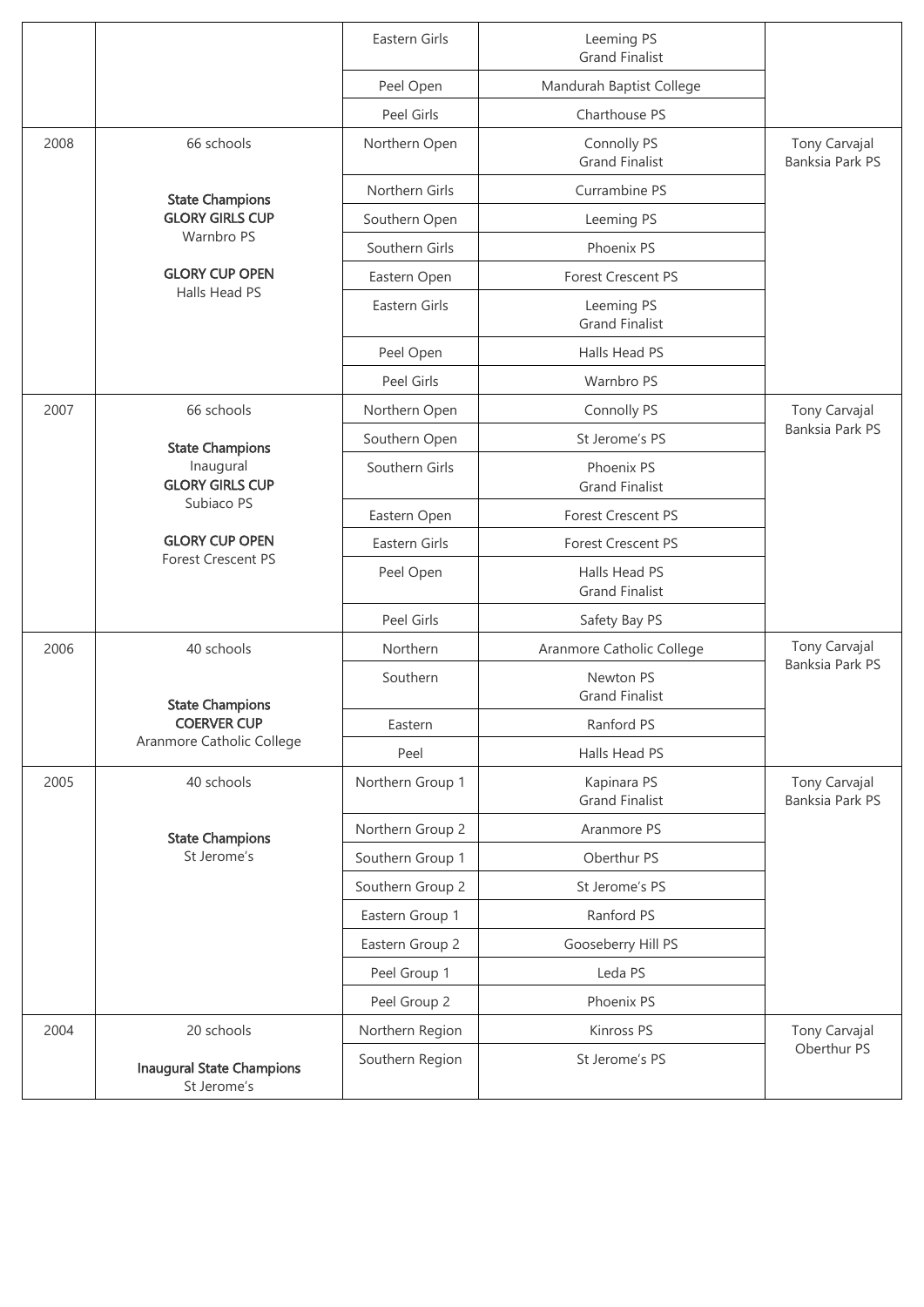| | | | | |
|---|---|---|---|---|
| | | Eastern Girls | Leeming PS<br>Grand Finalist | |
| | | Peel Open | Mandurah Baptist College | |
| | | Peel Girls | Charthouse PS | |
| 2008 | 66 schools<br><br>**State Champions**<br>**GLORY GIRLS CUP**<br>Warnbro PS<br><br>**GLORY CUP OPEN**<br>Halls Head PS | Northern Open | Connolly PS<br>Grand Finalist | Tony Carvajal<br>Banksia Park PS |
| | | Northern Girls | Currambine PS | |
| | | Southern Open | Leeming PS | |
| | | Southern Girls | Phoenix PS | |
| | | Eastern Open | Forest Crescent PS | |
| | | Eastern Girls | Leeming PS<br>Grand Finalist | |
| | | Peel Open | Halls Head PS | |
| | | Peel Girls | Warnbro PS | |
| 2007 | 66 schools<br><br>**State Champions**<br>Inaugural<br>**GLORY GIRLS CUP**<br>Subiaco PS<br><br>**GLORY CUP OPEN**<br>Forest Crescent PS | Northern Open | Connolly PS | Tony Carvajal<br>Banksia Park PS |
| | | Southern Open | St Jerome's PS | |
| | | Southern Girls | Phoenix PS<br>Grand Finalist | |
| | | Eastern Open | Forest Crescent PS | |
| | | Eastern Girls | Forest Crescent PS | |
| | | Peel Open | Halls Head PS<br>Grand Finalist | |
| | | Peel Girls | Safety Bay PS | |
| 2006 | 40 schools<br><br>**State Champions**<br>**COERVER CUP**<br>Aranmore Catholic College | Northern | Aranmore Catholic College | Tony Carvajal<br>Banksia Park PS |
| | | Southern | Newton PS<br>Grand Finalist | |
| | | Eastern | Ranford PS | |
| | | Peel | Halls Head PS | |
| 2005 | 40 schools<br><br>**State Champions**<br>St Jerome's | Northern Group 1 | Kapinara PS<br>Grand Finalist | Tony Carvajal<br>Banksia Park PS |
| | | Northern Group 2 | Aranmore PS | |
| | | Southern Group 1 | Oberthur PS | |
| | | Southern Group 2 | St Jerome's PS | |
| | | Eastern Group 1 | Ranford PS | |
| | | Eastern Group 2 | Gooseberry Hill PS | |
| | | Peel Group 1 | Leda PS | |
| | | Peel Group 2 | Phoenix PS | |
| 2004 | 20 schools<br><br>**Inaugural State Champions**<br>St Jerome's | Northern Region | Kinross PS | Tony Carvajal<br>Oberthur PS |
| | | Southern Region | St Jerome's PS | |